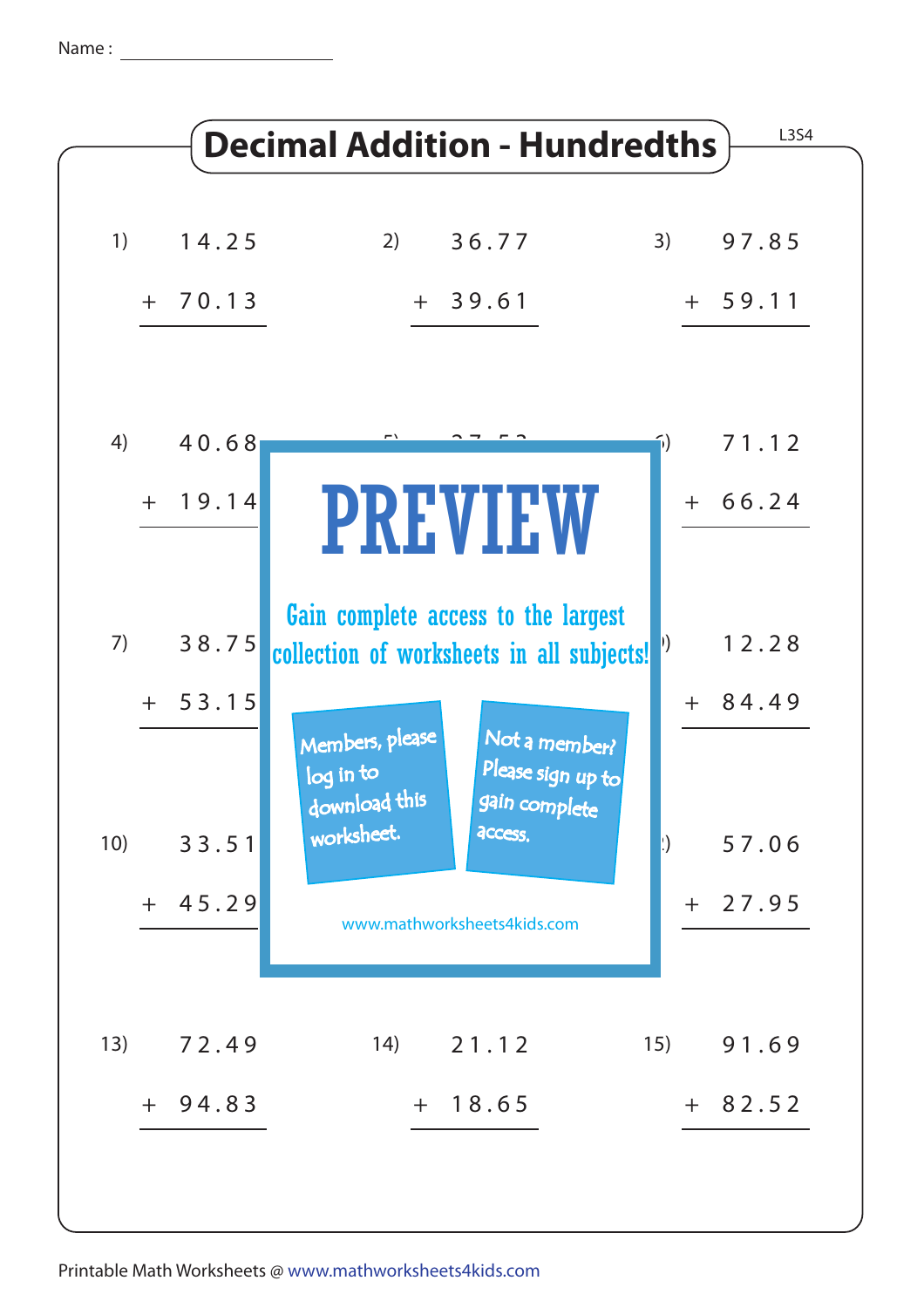Name : ____________________

# Decimal Addition - Hundredths

L3S4

1) $14.25 + 70.13$

2) $36.77 + 39.61$

3) $97.85 + 59.11$

4) $40.68 + 19.14$

5)

6) $71.12 + 66.24$

7) $38.75 + 53.15$

8)

9) $12.28 + 84.49$

10) $33.51 + 45.29$

11)

12) $57.06 + 27.95$

13) $72.49 + 94.83$

14) $21.12 + 18.65$

15) $91.69 + 82.52$

PREVIEW

Gain complete access to the largest collection of worksheets in all subjects!

Members, please log in to download this worksheet.

Not a member? Please sign up to gain complete access.

www.mathworksheets4kids.com

Printable Math Worksheets @ www.mathworksheets4kids.com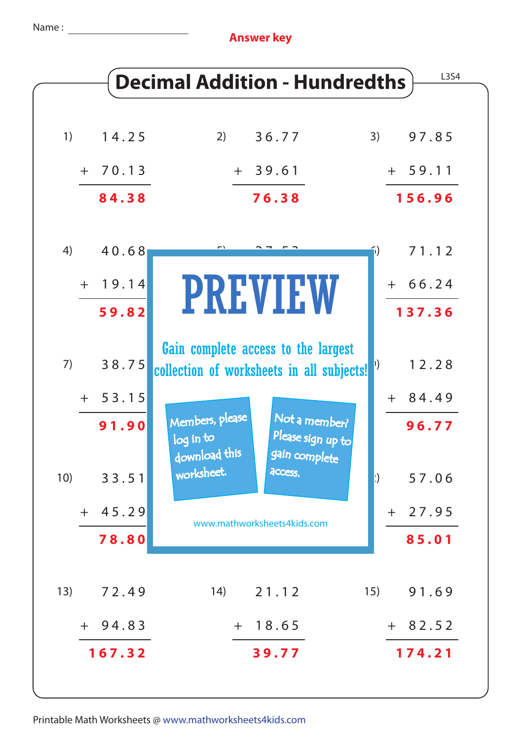Name :

**Answer key**

# Decimal Addition - Hundredths

L3S4

1) 14.25 + 70.13 = **84.38**

2) 36.77 + 39.61 = **76.38**

3) 97.85 + 59.11 = **156.96**

4) 40.68 + 19.14 = **59.82**

6) 71.12 + 66.24 = **137.36**

7) 38.75 + 53.15 = **91.90**

9) 12.28 + 84.49 = **96.77**

10) 33.51 + 45.29 = **78.80**

12) 57.06 + 27.95 = **85.01**

13) 72.49 + 94.83 = **167.32**

14) 21.12 + 18.65 = **39.77**

15) 91.69 + 82.52 = **174.21**

PREVIEW

Gain complete access to the largest collection of worksheets in all subjects!

Members, please log in to download this worksheet.

Not a member? Please sign up to gain complete access.

www.mathworksheets4kids.com

Printable Math Worksheets @ www.mathworksheets4kids.com